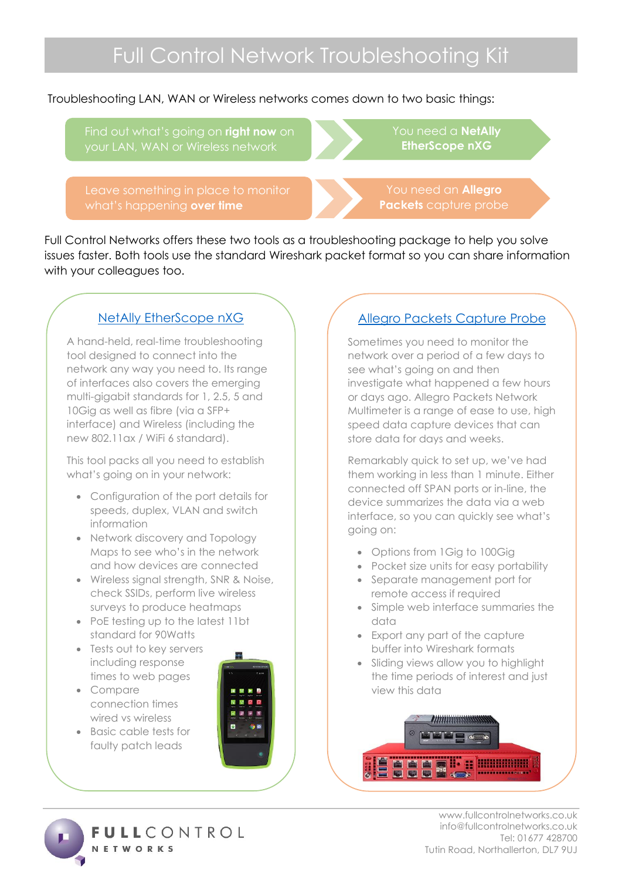# Full Control Network Troubleshooting Kit

Troubleshooting LAN, WAN or Wireless networks comes down to two basic things:

| | |
|---|---|
| Find out what's going on **right now** on your LAN, WAN or Wireless network | You need a **NetAlly EtherScope nXG** |
| Leave something in place to monitor what's happening **over time** | You need an **Allegro Packets** capture probe |

Full Control Networks offers these two tools as a troubleshooting package to help you solve issues faster. Both tools use the standard Wireshark packet format so you can share information with your colleagues too.

## NetAlly EtherScope nXG

A hand-held, real-time troubleshooting tool designed to connect into the network any way you need to. Its range of interfaces also covers the emerging multi-gigabit standards for 1, 2.5, 5 and 10Gig as well as fibre (via a SFP+ interface) and Wireless (including the new 802.11ax / WiFi 6 standard).

This tool packs all you need to establish what's going on in your network:

- Configuration of the port details for speeds, duplex, VLAN and switch information
- Network discovery and Topology Maps to see who's in the network and how devices are connected
- Wireless signal strength, SNR & Noise, check SSIDs, perform live wireless surveys to produce heatmaps
- PoE testing up to the latest 11bt standard for 90Watts
- Tests out to key servers including response times to web pages
- Compare connection times wired vs wireless
- Basic cable tests for faulty patch leads

## Allegro Packets Capture Probe

Sometimes you need to monitor the network over a period of a few days to see what's going on and then investigate what happened a few hours or days ago. Allegro Packets Network Multimeter is a range of ease to use, high speed data capture devices that can store data for days and weeks.

Remarkably quick to set up, we've had them working in less than 1 minute. Either connected off SPAN ports or in-line, the device summarizes the data via a web interface, so you can quickly see what's going on:

- Options from 1Gig to 100Gig
- Pocket size units for easy portability
- Separate management port for remote access if required
- Simple web interface summaries the data
- Export any part of the capture buffer into Wireshark formats
- Sliding views allow you to highlight the time periods of interest and just view this data

FULLCONTROL NETWORKS

www.fullcontrolnetworks.co.uk
info@fullcontrolnetworks.co.uk
Tel: 01677 428700
Tutin Road, Northallerton, DL7 9UJ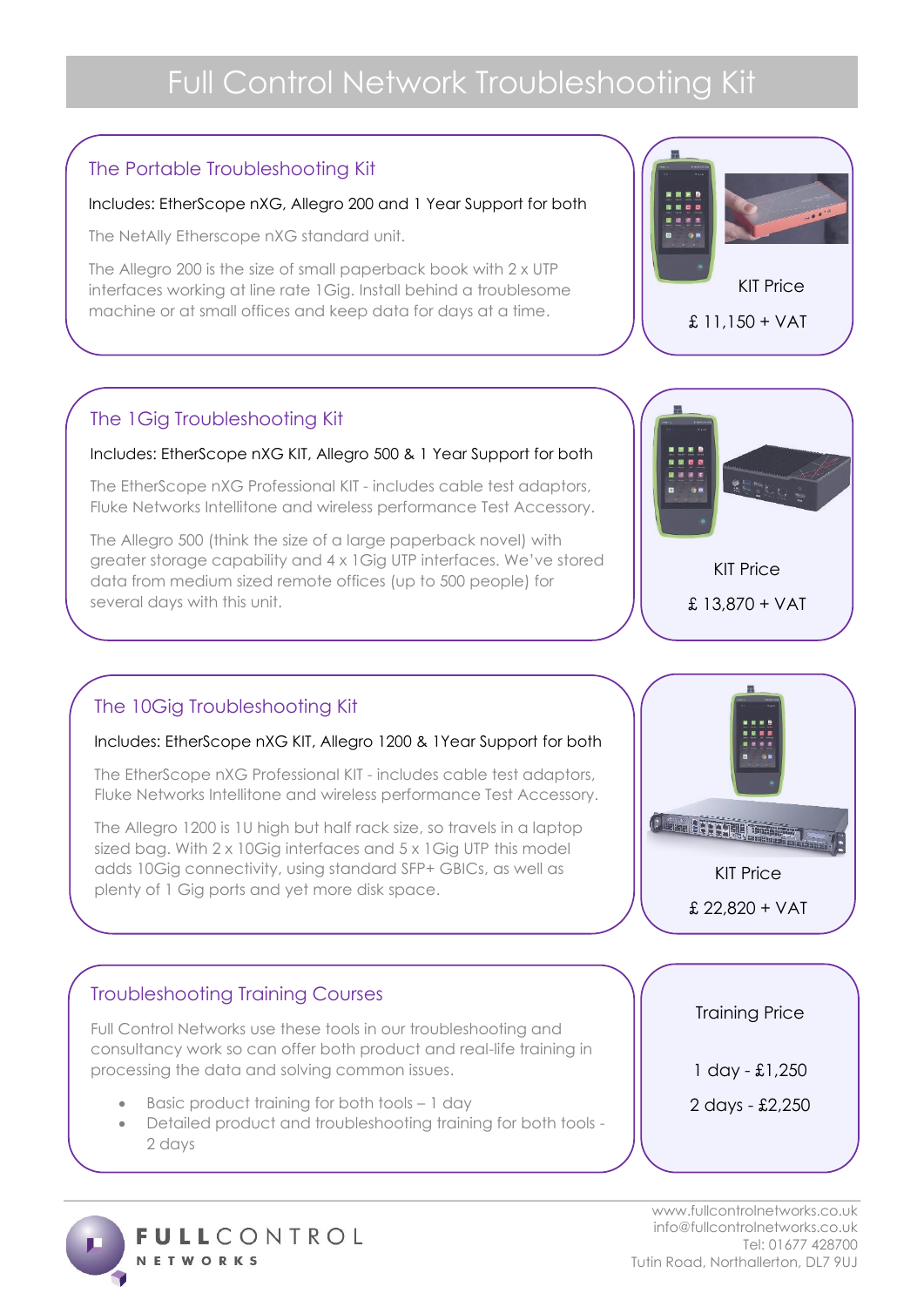# Full Control Network Troubleshooting Kit

## The Portable Troubleshooting Kit

Includes: EtherScope nXG, Allegro 200 and 1 Year Support for both

The NetAlly Etherscope nXG standard unit.

The Allegro 200 is the size of small paperback book with 2 x UTP interfaces working at line rate 1Gig. Install behind a troublesome machine or at small offices and keep data for days at a time.

KIT Price

£ 11,150 + VAT

## The 1Gig Troubleshooting Kit

Includes: EtherScope nXG KIT, Allegro 500 & 1 Year Support for both

The EtherScope nXG Professional KIT - includes cable test adaptors, Fluke Networks Intellitone and wireless performance Test Accessory.

The Allegro 500 (think the size of a large paperback novel) with greater storage capability and 4 x 1Gig UTP interfaces. We've stored data from medium sized remote offices (up to 500 people) for several days with this unit.

KIT Price

£ 13,870 + VAT

## The 10Gig Troubleshooting Kit

Includes: EtherScope nXG KIT, Allegro 1200 & 1Year Support for both

The EtherScope nXG Professional KIT - includes cable test adaptors, Fluke Networks Intellitone and wireless performance Test Accessory.

The Allegro 1200 is 1U high but half rack size, so travels in a laptop sized bag. With 2 x 10Gig interfaces and 5 x 1Gig UTP this model adds 10Gig connectivity, using standard SFP+ GBICs, as well as plenty of 1 Gig ports and yet more disk space.

KIT Price

£ 22,820 + VAT

## Troubleshooting Training Courses

Full Control Networks use these tools in our troubleshooting and consultancy work so can offer both product and real-life training in processing the data and solving common issues.

- Basic product training for both tools – 1 day
- Detailed product and troubleshooting training for both tools - 2 days

Training Price

1 day - £1,250

2 days - £2,250

FULLCONTROL NETWORKS

www.fullcontrolnetworks.co.uk
info@fullcontrolnetworks.co.uk
Tel: 01677 428700
Tutin Road, Northallerton, DL7 9UJ